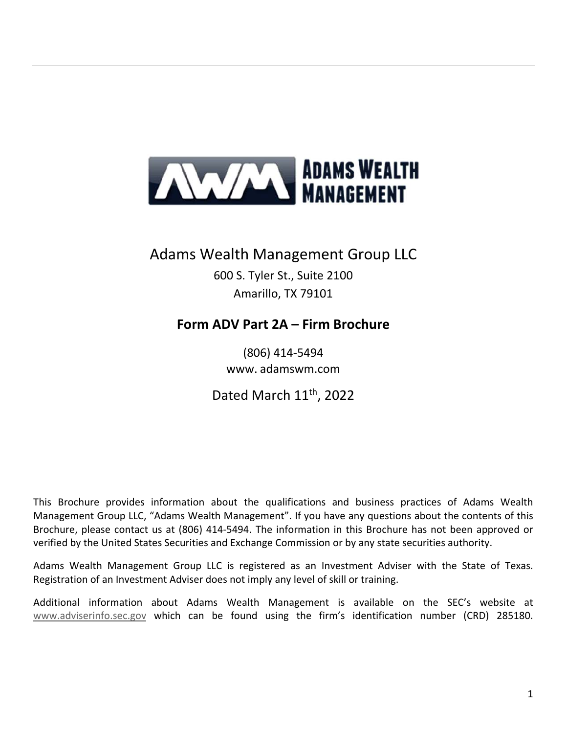ADAMS WEALTH MANAGEMENT

# Adams Wealth Management Group LLC

600 S. Tyler St., Suite 2100
Amarillo, TX 79101

## Form ADV Part 2A – Firm Brochure

(806) 414-5494
www. adamswm.com

Dated March 11th, 2022

This Brochure provides information about the qualifications and business practices of Adams Wealth Management Group LLC, "Adams Wealth Management". If you have any questions about the contents of this Brochure, please contact us at (806) 414-5494. The information in this Brochure has not been approved or verified by the United States Securities and Exchange Commission or by any state securities authority.

Adams Wealth Management Group LLC is registered as an Investment Adviser with the State of Texas. Registration of an Investment Adviser does not imply any level of skill or training.

Additional information about Adams Wealth Management is available on the SEC's website at www.adviserinfo.sec.gov which can be found using the firm's identification number (CRD) 285180.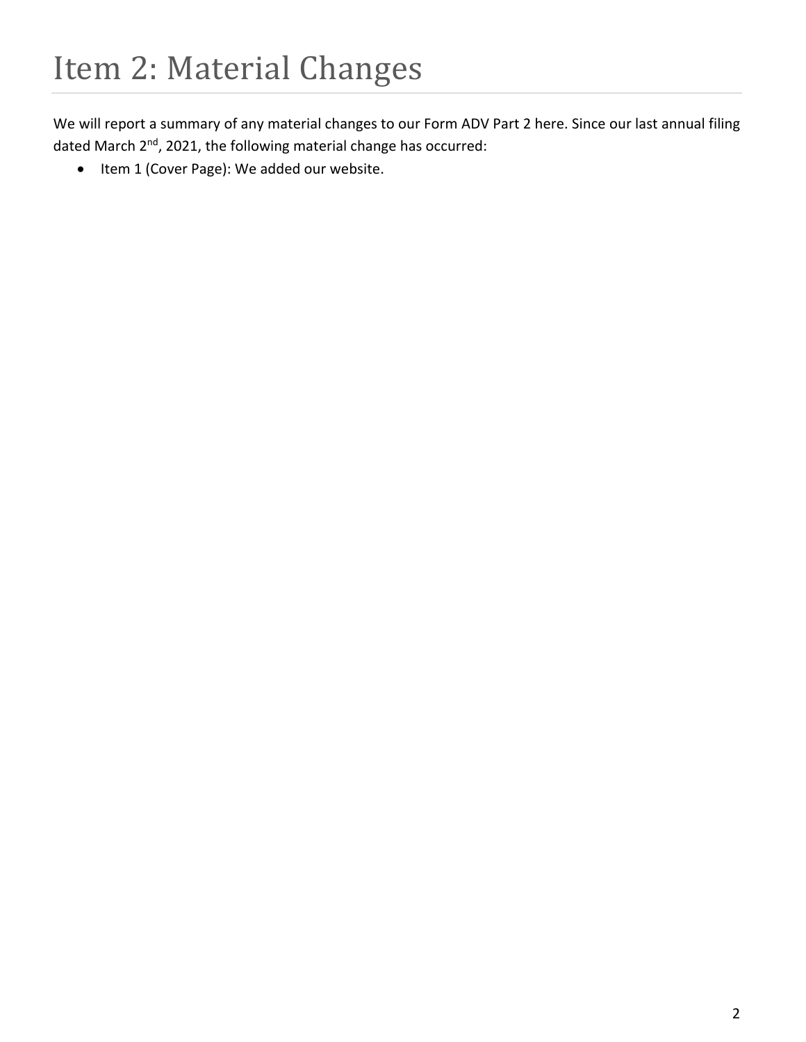# Item 2: Material Changes

We will report a summary of any material changes to our Form ADV Part 2 here. Since our last annual filing dated March 2nd, 2021, the following material change has occurred:

- Item 1 (Cover Page): We added our website.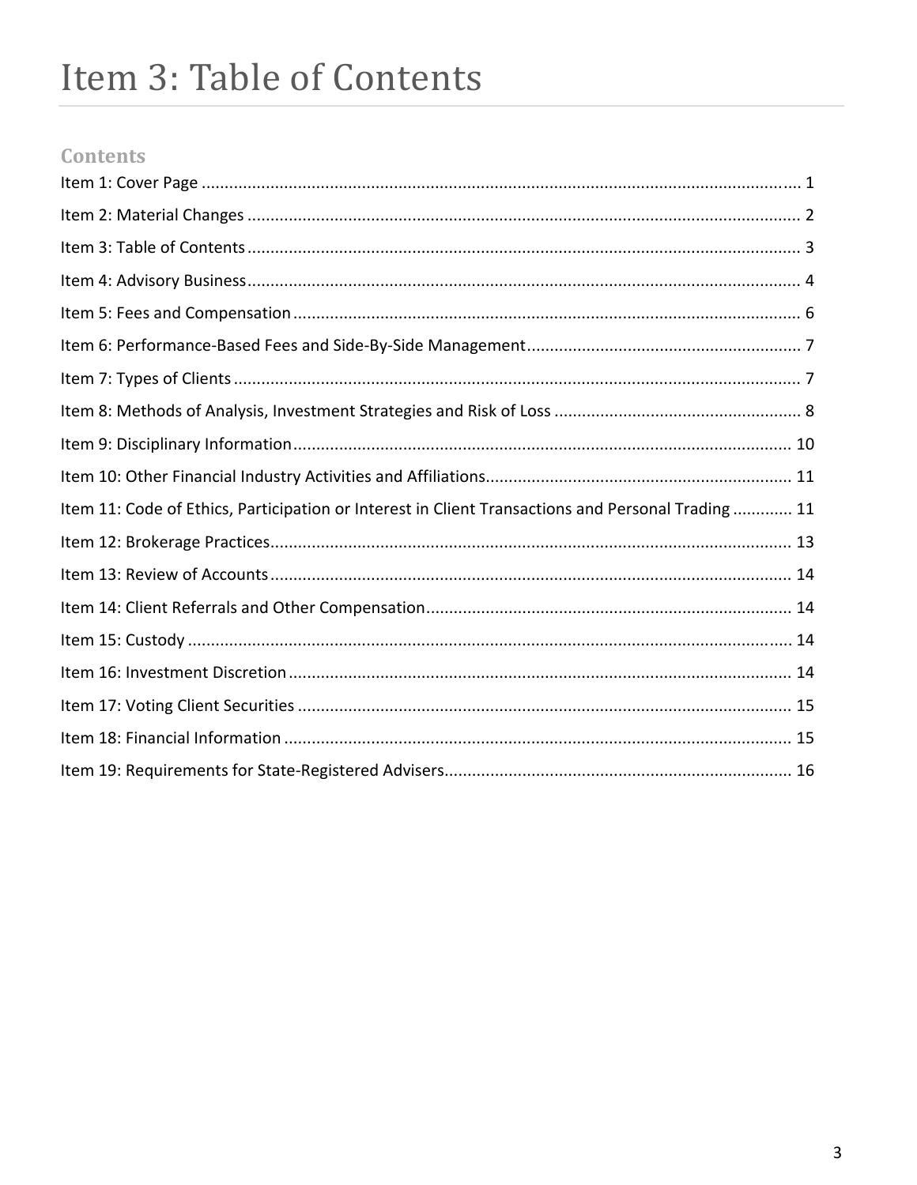# Item 3: Table of Contents

## Contents

Item 1: Cover Page ... 1
Item 2: Material Changes ... 2
Item 3: Table of Contents ... 3
Item 4: Advisory Business ... 4
Item 5: Fees and Compensation ... 6
Item 6: Performance-Based Fees and Side-By-Side Management ... 7
Item 7: Types of Clients ... 7
Item 8: Methods of Analysis, Investment Strategies and Risk of Loss ... 8
Item 9: Disciplinary Information ... 10
Item 10: Other Financial Industry Activities and Affiliations ... 11
Item 11: Code of Ethics, Participation or Interest in Client Transactions and Personal Trading ... 11
Item 12: Brokerage Practices ... 13
Item 13: Review of Accounts ... 14
Item 14: Client Referrals and Other Compensation ... 14
Item 15: Custody ... 14
Item 16: Investment Discretion ... 14
Item 17: Voting Client Securities ... 15
Item 18: Financial Information ... 15
Item 19: Requirements for State-Registered Advisers ... 16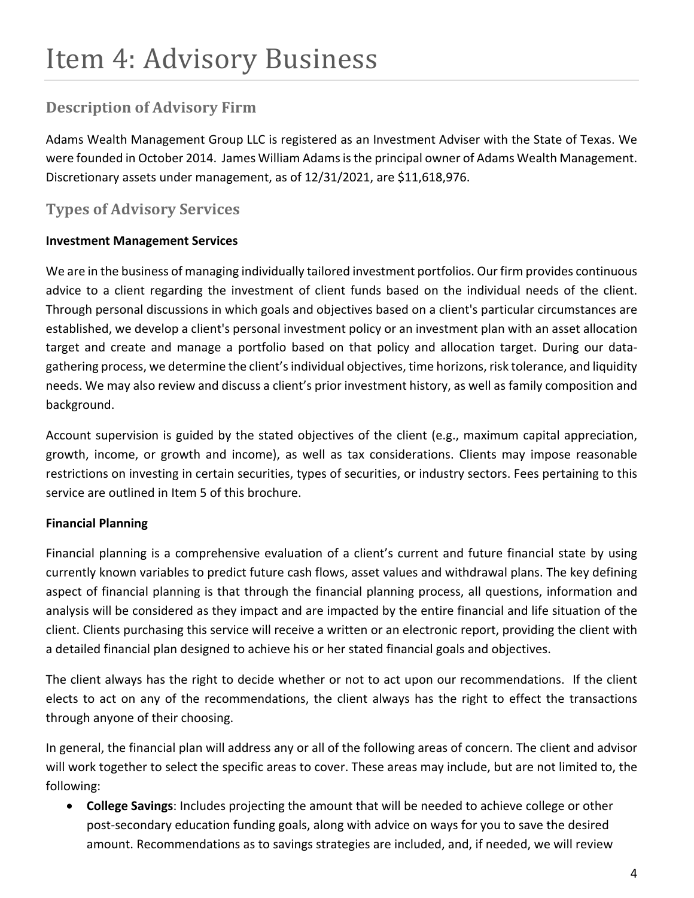# Item 4: Advisory Business

## Description of Advisory Firm

Adams Wealth Management Group LLC is registered as an Investment Adviser with the State of Texas. We were founded in October 2014. James William Adams is the principal owner of Adams Wealth Management. Discretionary assets under management, as of 12/31/2021, are $11,618,976.

## Types of Advisory Services

**Investment Management Services**

We are in the business of managing individually tailored investment portfolios. Our firm provides continuous advice to a client regarding the investment of client funds based on the individual needs of the client. Through personal discussions in which goals and objectives based on a client's particular circumstances are established, we develop a client's personal investment policy or an investment plan with an asset allocation target and create and manage a portfolio based on that policy and allocation target. During our data-gathering process, we determine the client's individual objectives, time horizons, risk tolerance, and liquidity needs. We may also review and discuss a client's prior investment history, as well as family composition and background.

Account supervision is guided by the stated objectives of the client (e.g., maximum capital appreciation, growth, income, or growth and income), as well as tax considerations. Clients may impose reasonable restrictions on investing in certain securities, types of securities, or industry sectors. Fees pertaining to this service are outlined in Item 5 of this brochure.

**Financial Planning**

Financial planning is a comprehensive evaluation of a client's current and future financial state by using currently known variables to predict future cash flows, asset values and withdrawal plans. The key defining aspect of financial planning is that through the financial planning process, all questions, information and analysis will be considered as they impact and are impacted by the entire financial and life situation of the client. Clients purchasing this service will receive a written or an electronic report, providing the client with a detailed financial plan designed to achieve his or her stated financial goals and objectives.

The client always has the right to decide whether or not to act upon our recommendations. If the client elects to act on any of the recommendations, the client always has the right to effect the transactions through anyone of their choosing.

In general, the financial plan will address any or all of the following areas of concern. The client and advisor will work together to select the specific areas to cover. These areas may include, but are not limited to, the following:

- **College Savings**: Includes projecting the amount that will be needed to achieve college or other post-secondary education funding goals, along with advice on ways for you to save the desired amount. Recommendations as to savings strategies are included, and, if needed, we will review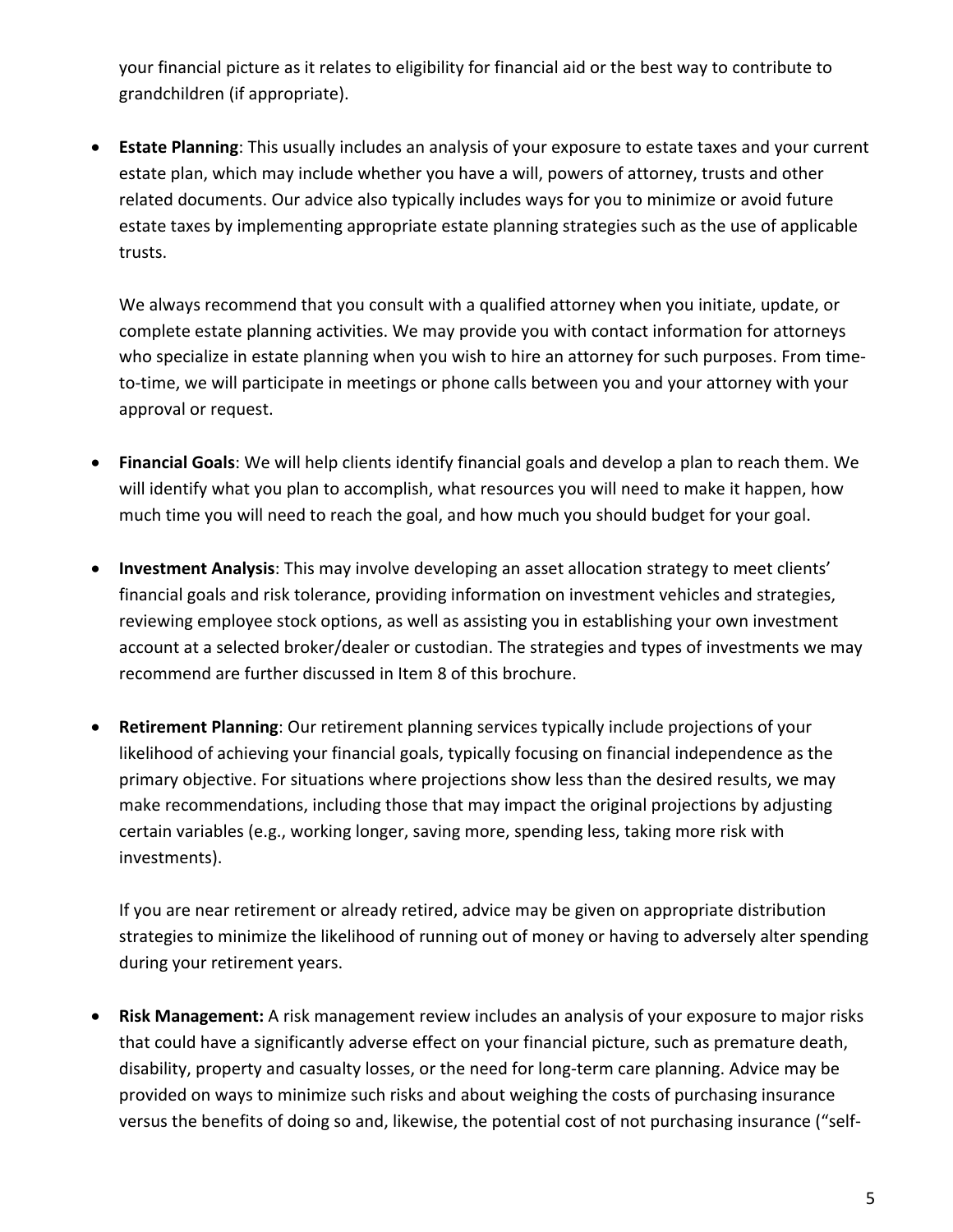your financial picture as it relates to eligibility for financial aid or the best way to contribute to grandchildren (if appropriate).

- **Estate Planning**: This usually includes an analysis of your exposure to estate taxes and your current estate plan, which may include whether you have a will, powers of attorney, trusts and other related documents. Our advice also typically includes ways for you to minimize or avoid future estate taxes by implementing appropriate estate planning strategies such as the use of applicable trusts.

  We always recommend that you consult with a qualified attorney when you initiate, update, or complete estate planning activities. We may provide you with contact information for attorneys who specialize in estate planning when you wish to hire an attorney for such purposes. From time-to-time, we will participate in meetings or phone calls between you and your attorney with your approval or request.

- **Financial Goals**: We will help clients identify financial goals and develop a plan to reach them. We will identify what you plan to accomplish, what resources you will need to make it happen, how much time you will need to reach the goal, and how much you should budget for your goal.

- **Investment Analysis**: This may involve developing an asset allocation strategy to meet clients' financial goals and risk tolerance, providing information on investment vehicles and strategies, reviewing employee stock options, as well as assisting you in establishing your own investment account at a selected broker/dealer or custodian. The strategies and types of investments we may recommend are further discussed in Item 8 of this brochure.

- **Retirement Planning**: Our retirement planning services typically include projections of your likelihood of achieving your financial goals, typically focusing on financial independence as the primary objective. For situations where projections show less than the desired results, we may make recommendations, including those that may impact the original projections by adjusting certain variables (e.g., working longer, saving more, spending less, taking more risk with investments).

  If you are near retirement or already retired, advice may be given on appropriate distribution strategies to minimize the likelihood of running out of money or having to adversely alter spending during your retirement years.

- **Risk Management:** A risk management review includes an analysis of your exposure to major risks that could have a significantly adverse effect on your financial picture, such as premature death, disability, property and casualty losses, or the need for long-term care planning. Advice may be provided on ways to minimize such risks and about weighing the costs of purchasing insurance versus the benefits of doing so and, likewise, the potential cost of not purchasing insurance ("self-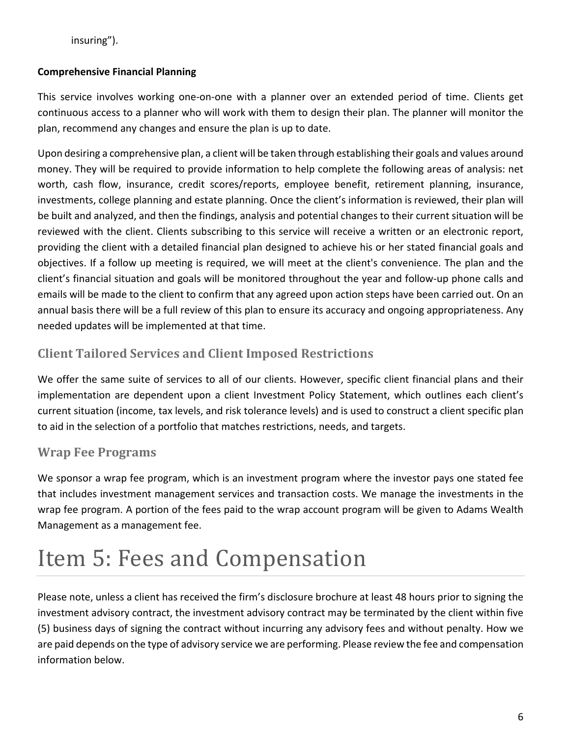insuring").

**Comprehensive Financial Planning**

This service involves working one-on-one with a planner over an extended period of time. Clients get continuous access to a planner who will work with them to design their plan. The planner will monitor the plan, recommend any changes and ensure the plan is up to date.

Upon desiring a comprehensive plan, a client will be taken through establishing their goals and values around money. They will be required to provide information to help complete the following areas of analysis: net worth, cash flow, insurance, credit scores/reports, employee benefit, retirement planning, insurance, investments, college planning and estate planning. Once the client's information is reviewed, their plan will be built and analyzed, and then the findings, analysis and potential changes to their current situation will be reviewed with the client. Clients subscribing to this service will receive a written or an electronic report, providing the client with a detailed financial plan designed to achieve his or her stated financial goals and objectives. If a follow up meeting is required, we will meet at the client's convenience. The plan and the client's financial situation and goals will be monitored throughout the year and follow-up phone calls and emails will be made to the client to confirm that any agreed upon action steps have been carried out. On an annual basis there will be a full review of this plan to ensure its accuracy and ongoing appropriateness. Any needed updates will be implemented at that time.

## Client Tailored Services and Client Imposed Restrictions

We offer the same suite of services to all of our clients. However, specific client financial plans and their implementation are dependent upon a client Investment Policy Statement, which outlines each client's current situation (income, tax levels, and risk tolerance levels) and is used to construct a client specific plan to aid in the selection of a portfolio that matches restrictions, needs, and targets.

## Wrap Fee Programs

We sponsor a wrap fee program, which is an investment program where the investor pays one stated fee that includes investment management services and transaction costs. We manage the investments in the wrap fee program. A portion of the fees paid to the wrap account program will be given to Adams Wealth Management as a management fee.

# Item 5: Fees and Compensation

Please note, unless a client has received the firm's disclosure brochure at least 48 hours prior to signing the investment advisory contract, the investment advisory contract may be terminated by the client within five (5) business days of signing the contract without incurring any advisory fees and without penalty. How we are paid depends on the type of advisory service we are performing. Please review the fee and compensation information below.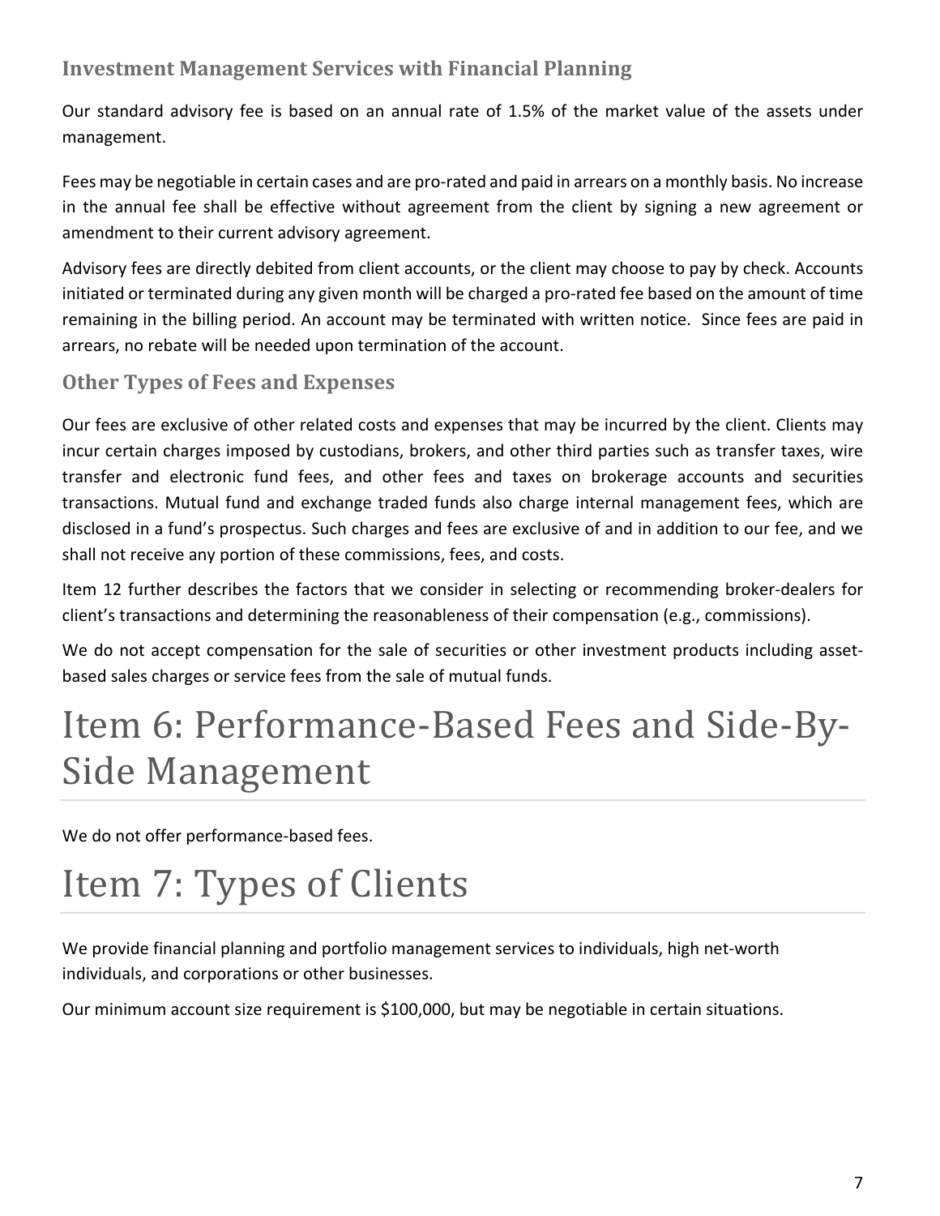### Investment Management Services with Financial Planning

Our standard advisory fee is based on an annual rate of 1.5% of the market value of the assets under management.

Fees may be negotiable in certain cases and are pro-rated and paid in arrears on a monthly basis. No increase in the annual fee shall be effective without agreement from the client by signing a new agreement or amendment to their current advisory agreement.

Advisory fees are directly debited from client accounts, or the client may choose to pay by check. Accounts initiated or terminated during any given month will be charged a pro-rated fee based on the amount of time remaining in the billing period. An account may be terminated with written notice. Since fees are paid in arrears, no rebate will be needed upon termination of the account.

### Other Types of Fees and Expenses

Our fees are exclusive of other related costs and expenses that may be incurred by the client. Clients may incur certain charges imposed by custodians, brokers, and other third parties such as transfer taxes, wire transfer and electronic fund fees, and other fees and taxes on brokerage accounts and securities transactions. Mutual fund and exchange traded funds also charge internal management fees, which are disclosed in a fund's prospectus. Such charges and fees are exclusive of and in addition to our fee, and we shall not receive any portion of these commissions, fees, and costs.

Item 12 further describes the factors that we consider in selecting or recommending broker-dealers for client's transactions and determining the reasonableness of their compensation (e.g., commissions).

We do not accept compensation for the sale of securities or other investment products including asset-based sales charges or service fees from the sale of mutual funds.

# Item 6: Performance-Based Fees and Side-By-Side Management

We do not offer performance-based fees.

# Item 7: Types of Clients

We provide financial planning and portfolio management services to individuals, high net-worth individuals, and corporations or other businesses.

Our minimum account size requirement is $100,000, but may be negotiable in certain situations.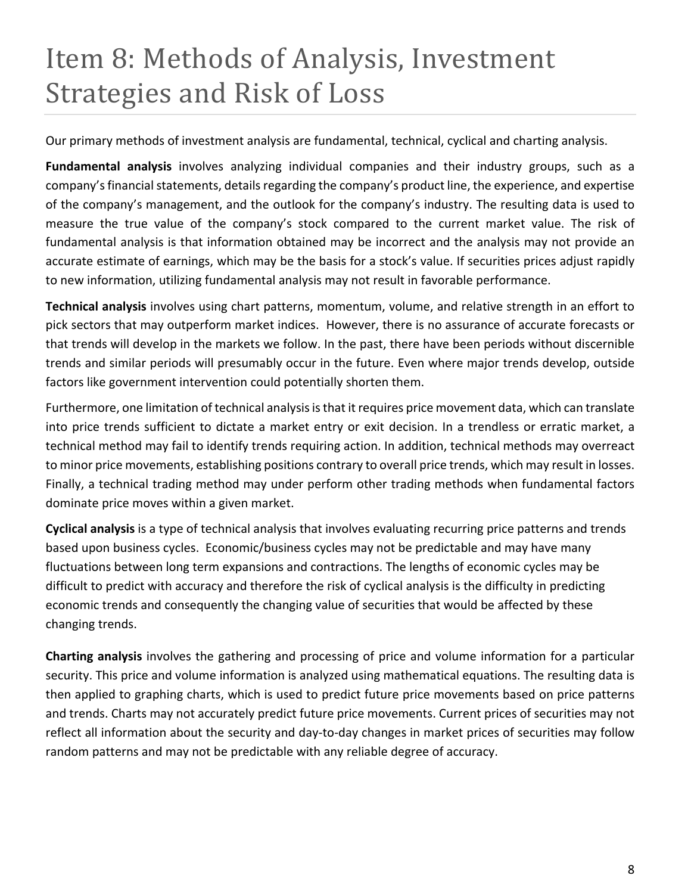# Item 8: Methods of Analysis, Investment Strategies and Risk of Loss

Our primary methods of investment analysis are fundamental, technical, cyclical and charting analysis.

**Fundamental analysis** involves analyzing individual companies and their industry groups, such as a company's financial statements, details regarding the company's product line, the experience, and expertise of the company's management, and the outlook for the company's industry. The resulting data is used to measure the true value of the company's stock compared to the current market value. The risk of fundamental analysis is that information obtained may be incorrect and the analysis may not provide an accurate estimate of earnings, which may be the basis for a stock's value. If securities prices adjust rapidly to new information, utilizing fundamental analysis may not result in favorable performance.

**Technical analysis** involves using chart patterns, momentum, volume, and relative strength in an effort to pick sectors that may outperform market indices. However, there is no assurance of accurate forecasts or that trends will develop in the markets we follow. In the past, there have been periods without discernible trends and similar periods will presumably occur in the future. Even where major trends develop, outside factors like government intervention could potentially shorten them.

Furthermore, one limitation of technical analysis is that it requires price movement data, which can translate into price trends sufficient to dictate a market entry or exit decision. In a trendless or erratic market, a technical method may fail to identify trends requiring action. In addition, technical methods may overreact to minor price movements, establishing positions contrary to overall price trends, which may result in losses. Finally, a technical trading method may under perform other trading methods when fundamental factors dominate price moves within a given market.

**Cyclical analysis** is a type of technical analysis that involves evaluating recurring price patterns and trends based upon business cycles. Economic/business cycles may not be predictable and may have many fluctuations between long term expansions and contractions. The lengths of economic cycles may be difficult to predict with accuracy and therefore the risk of cyclical analysis is the difficulty in predicting economic trends and consequently the changing value of securities that would be affected by these changing trends.

**Charting analysis** involves the gathering and processing of price and volume information for a particular security. This price and volume information is analyzed using mathematical equations. The resulting data is then applied to graphing charts, which is used to predict future price movements based on price patterns and trends. Charts may not accurately predict future price movements. Current prices of securities may not reflect all information about the security and day-to-day changes in market prices of securities may follow random patterns and may not be predictable with any reliable degree of accuracy.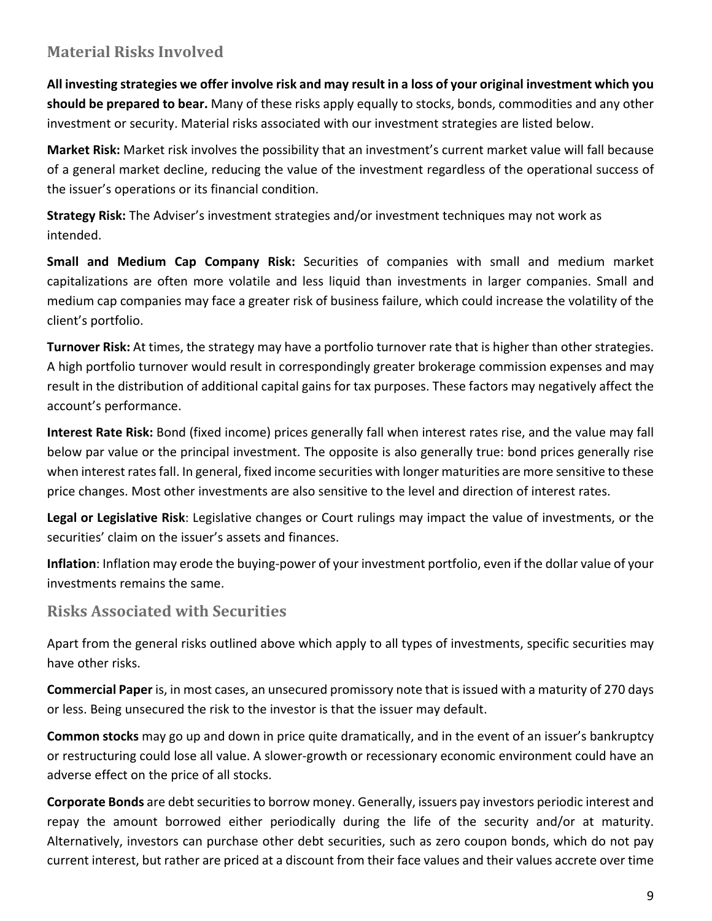## Material Risks Involved

**All investing strategies we offer involve risk and may result in a loss of your original investment which you should be prepared to bear.** Many of these risks apply equally to stocks, bonds, commodities and any other investment or security. Material risks associated with our investment strategies are listed below.

**Market Risk:** Market risk involves the possibility that an investment's current market value will fall because of a general market decline, reducing the value of the investment regardless of the operational success of the issuer's operations or its financial condition.

**Strategy Risk:** The Adviser's investment strategies and/or investment techniques may not work as intended.

**Small and Medium Cap Company Risk:** Securities of companies with small and medium market capitalizations are often more volatile and less liquid than investments in larger companies. Small and medium cap companies may face a greater risk of business failure, which could increase the volatility of the client's portfolio.

**Turnover Risk:** At times, the strategy may have a portfolio turnover rate that is higher than other strategies. A high portfolio turnover would result in correspondingly greater brokerage commission expenses and may result in the distribution of additional capital gains for tax purposes. These factors may negatively affect the account's performance.

**Interest Rate Risk:** Bond (fixed income) prices generally fall when interest rates rise, and the value may fall below par value or the principal investment. The opposite is also generally true: bond prices generally rise when interest rates fall. In general, fixed income securities with longer maturities are more sensitive to these price changes. Most other investments are also sensitive to the level and direction of interest rates.

**Legal or Legislative Risk**: Legislative changes or Court rulings may impact the value of investments, or the securities' claim on the issuer's assets and finances.

**Inflation**: Inflation may erode the buying-power of your investment portfolio, even if the dollar value of your investments remains the same.

## Risks Associated with Securities

Apart from the general risks outlined above which apply to all types of investments, specific securities may have other risks.

**Commercial Paper** is, in most cases, an unsecured promissory note that is issued with a maturity of 270 days or less. Being unsecured the risk to the investor is that the issuer may default.

**Common stocks** may go up and down in price quite dramatically, and in the event of an issuer's bankruptcy or restructuring could lose all value. A slower-growth or recessionary economic environment could have an adverse effect on the price of all stocks.

**Corporate Bonds** are debt securities to borrow money. Generally, issuers pay investors periodic interest and repay the amount borrowed either periodically during the life of the security and/or at maturity. Alternatively, investors can purchase other debt securities, such as zero coupon bonds, which do not pay current interest, but rather are priced at a discount from their face values and their values accrete over time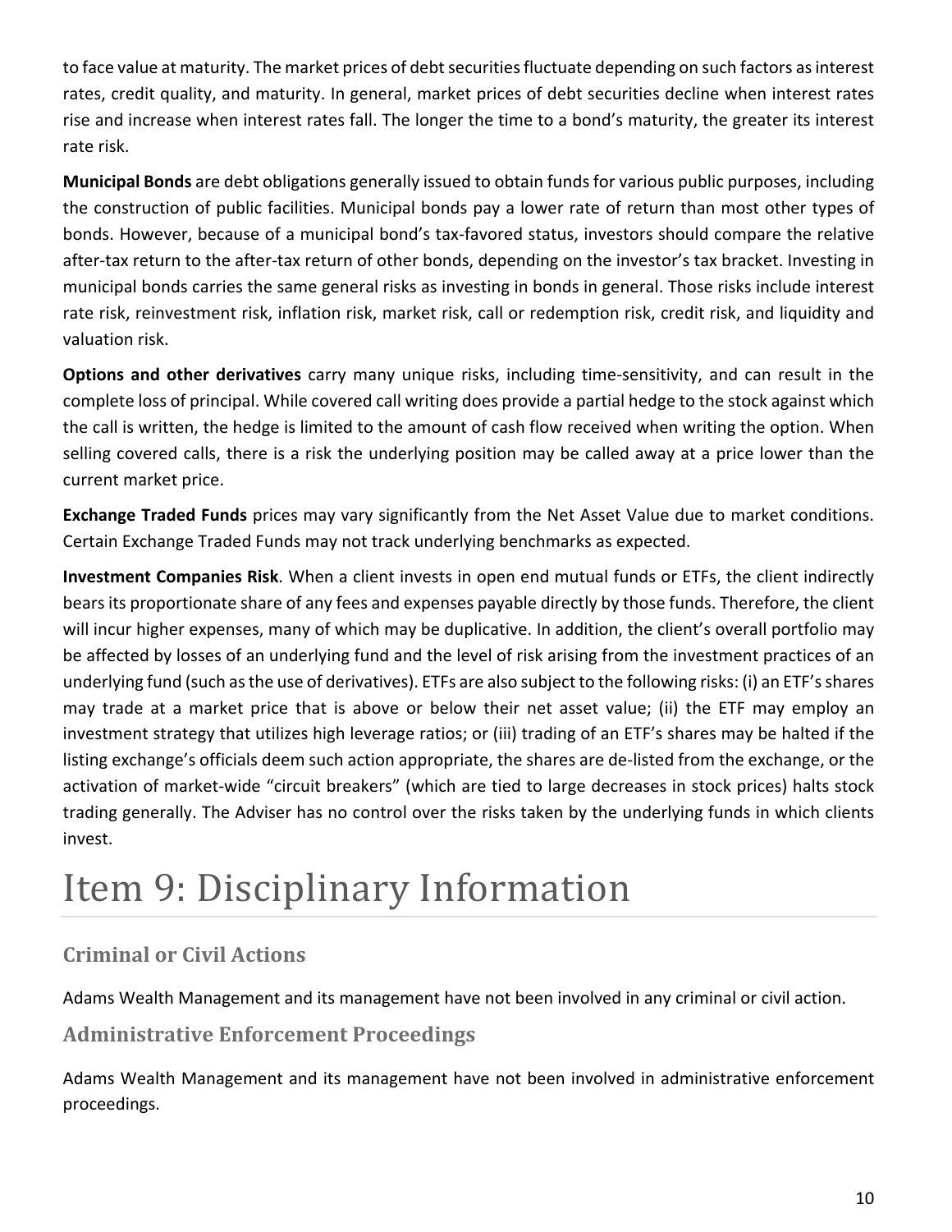to face value at maturity. The market prices of debt securities fluctuate depending on such factors as interest rates, credit quality, and maturity. In general, market prices of debt securities decline when interest rates rise and increase when interest rates fall. The longer the time to a bond's maturity, the greater its interest rate risk.

**Municipal Bonds** are debt obligations generally issued to obtain funds for various public purposes, including the construction of public facilities. Municipal bonds pay a lower rate of return than most other types of bonds. However, because of a municipal bond's tax-favored status, investors should compare the relative after-tax return to the after-tax return of other bonds, depending on the investor's tax bracket. Investing in municipal bonds carries the same general risks as investing in bonds in general. Those risks include interest rate risk, reinvestment risk, inflation risk, market risk, call or redemption risk, credit risk, and liquidity and valuation risk.

**Options and other derivatives** carry many unique risks, including time-sensitivity, and can result in the complete loss of principal. While covered call writing does provide a partial hedge to the stock against which the call is written, the hedge is limited to the amount of cash flow received when writing the option. When selling covered calls, there is a risk the underlying position may be called away at a price lower than the current market price.

**Exchange Traded Funds** prices may vary significantly from the Net Asset Value due to market conditions. Certain Exchange Traded Funds may not track underlying benchmarks as expected.

**Investment Companies Risk**. When a client invests in open end mutual funds or ETFs, the client indirectly bears its proportionate share of any fees and expenses payable directly by those funds. Therefore, the client will incur higher expenses, many of which may be duplicative. In addition, the client's overall portfolio may be affected by losses of an underlying fund and the level of risk arising from the investment practices of an underlying fund (such as the use of derivatives). ETFs are also subject to the following risks: (i) an ETF's shares may trade at a market price that is above or below their net asset value; (ii) the ETF may employ an investment strategy that utilizes high leverage ratios; or (iii) trading of an ETF's shares may be halted if the listing exchange's officials deem such action appropriate, the shares are de-listed from the exchange, or the activation of market-wide "circuit breakers" (which are tied to large decreases in stock prices) halts stock trading generally. The Adviser has no control over the risks taken by the underlying funds in which clients invest.

# Item 9: Disciplinary Information

## Criminal or Civil Actions

Adams Wealth Management and its management have not been involved in any criminal or civil action.

## Administrative Enforcement Proceedings

Adams Wealth Management and its management have not been involved in administrative enforcement proceedings.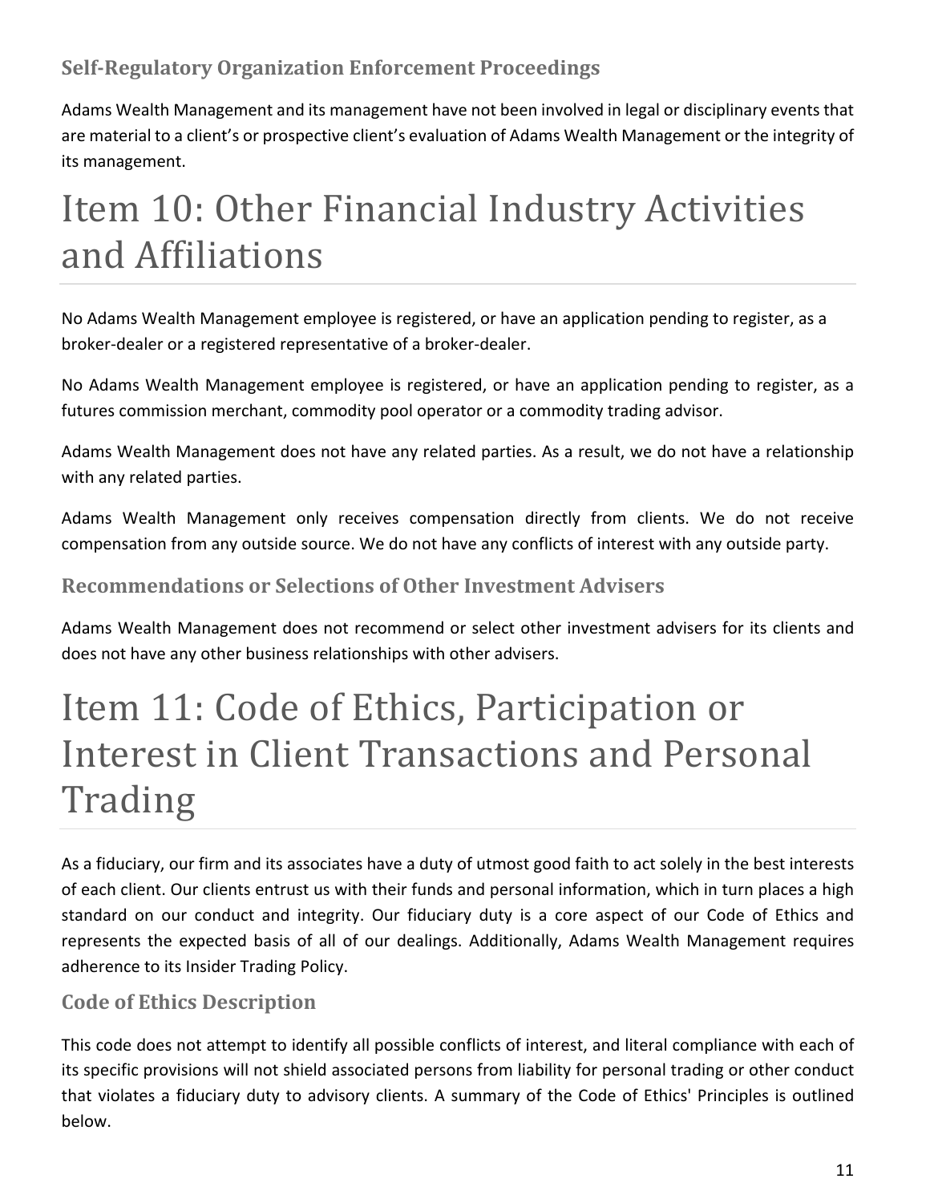### Self-Regulatory Organization Enforcement Proceedings

Adams Wealth Management and its management have not been involved in legal or disciplinary events that are material to a client's or prospective client's evaluation of Adams Wealth Management or the integrity of its management.

# Item 10: Other Financial Industry Activities and Affiliations

No Adams Wealth Management employee is registered, or have an application pending to register, as a broker-dealer or a registered representative of a broker-dealer.

No Adams Wealth Management employee is registered, or have an application pending to register, as a futures commission merchant, commodity pool operator or a commodity trading advisor.

Adams Wealth Management does not have any related parties. As a result, we do not have a relationship with any related parties.

Adams Wealth Management only receives compensation directly from clients. We do not receive compensation from any outside source. We do not have any conflicts of interest with any outside party.

### Recommendations or Selections of Other Investment Advisers

Adams Wealth Management does not recommend or select other investment advisers for its clients and does not have any other business relationships with other advisers.

# Item 11: Code of Ethics, Participation or Interest in Client Transactions and Personal Trading

As a fiduciary, our firm and its associates have a duty of utmost good faith to act solely in the best interests of each client. Our clients entrust us with their funds and personal information, which in turn places a high standard on our conduct and integrity. Our fiduciary duty is a core aspect of our Code of Ethics and represents the expected basis of all of our dealings. Additionally, Adams Wealth Management requires adherence to its Insider Trading Policy.

### Code of Ethics Description

This code does not attempt to identify all possible conflicts of interest, and literal compliance with each of its specific provisions will not shield associated persons from liability for personal trading or other conduct that violates a fiduciary duty to advisory clients. A summary of the Code of Ethics' Principles is outlined below.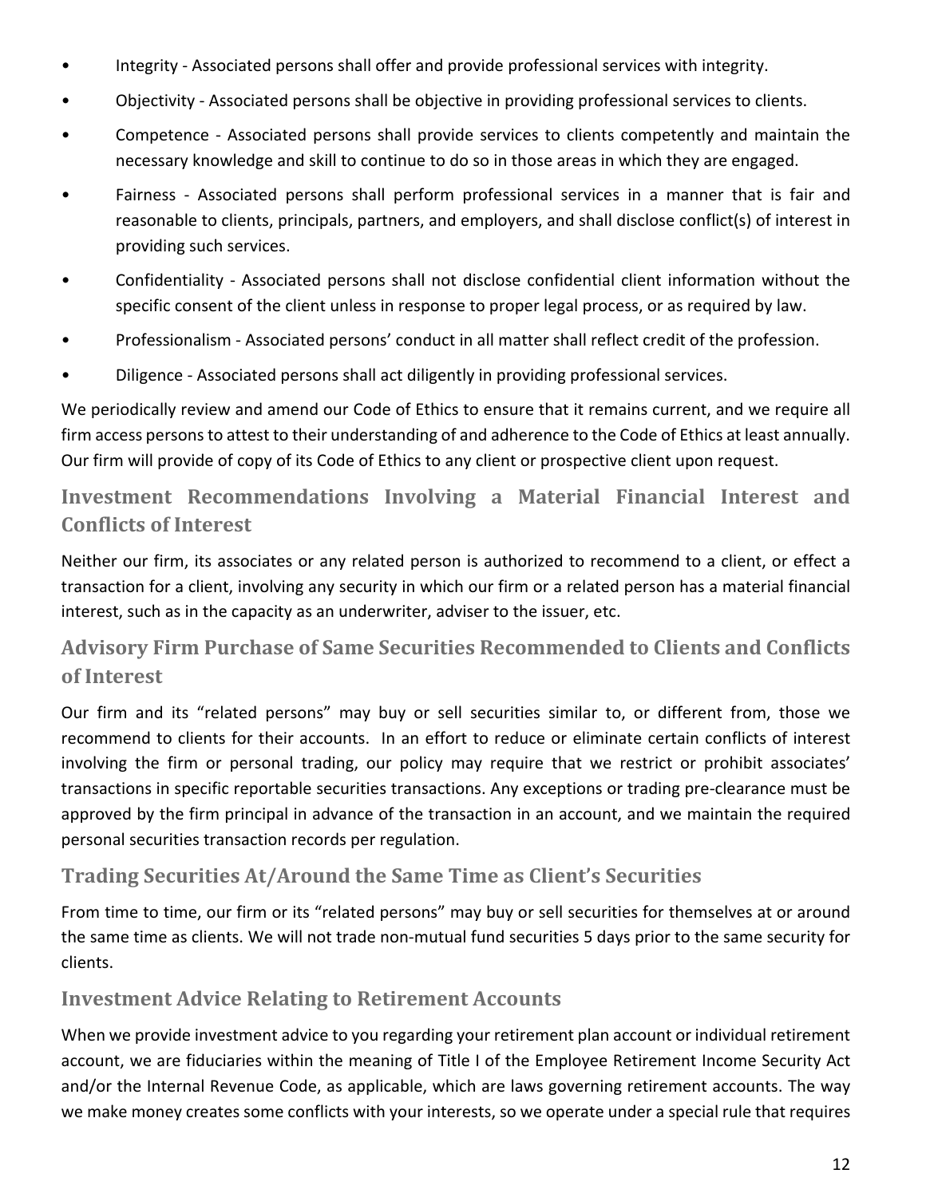- Integrity - Associated persons shall offer and provide professional services with integrity.
- Objectivity - Associated persons shall be objective in providing professional services to clients.
- Competence - Associated persons shall provide services to clients competently and maintain the necessary knowledge and skill to continue to do so in those areas in which they are engaged.
- Fairness - Associated persons shall perform professional services in a manner that is fair and reasonable to clients, principals, partners, and employers, and shall disclose conflict(s) of interest in providing such services.
- Confidentiality - Associated persons shall not disclose confidential client information without the specific consent of the client unless in response to proper legal process, or as required by law.
- Professionalism - Associated persons' conduct in all matter shall reflect credit of the profession.
- Diligence - Associated persons shall act diligently in providing professional services.

We periodically review and amend our Code of Ethics to ensure that it remains current, and we require all firm access persons to attest to their understanding of and adherence to the Code of Ethics at least annually. Our firm will provide of copy of its Code of Ethics to any client or prospective client upon request.

## Investment Recommendations Involving a Material Financial Interest and Conflicts of Interest

Neither our firm, its associates or any related person is authorized to recommend to a client, or effect a transaction for a client, involving any security in which our firm or a related person has a material financial interest, such as in the capacity as an underwriter, adviser to the issuer, etc.

## Advisory Firm Purchase of Same Securities Recommended to Clients and Conflicts of Interest

Our firm and its "related persons" may buy or sell securities similar to, or different from, those we recommend to clients for their accounts. In an effort to reduce or eliminate certain conflicts of interest involving the firm or personal trading, our policy may require that we restrict or prohibit associates' transactions in specific reportable securities transactions. Any exceptions or trading pre-clearance must be approved by the firm principal in advance of the transaction in an account, and we maintain the required personal securities transaction records per regulation.

## Trading Securities At/Around the Same Time as Client's Securities

From time to time, our firm or its "related persons" may buy or sell securities for themselves at or around the same time as clients. We will not trade non-mutual fund securities 5 days prior to the same security for clients.

## Investment Advice Relating to Retirement Accounts

When we provide investment advice to you regarding your retirement plan account or individual retirement account, we are fiduciaries within the meaning of Title I of the Employee Retirement Income Security Act and/or the Internal Revenue Code, as applicable, which are laws governing retirement accounts. The way we make money creates some conflicts with your interests, so we operate under a special rule that requires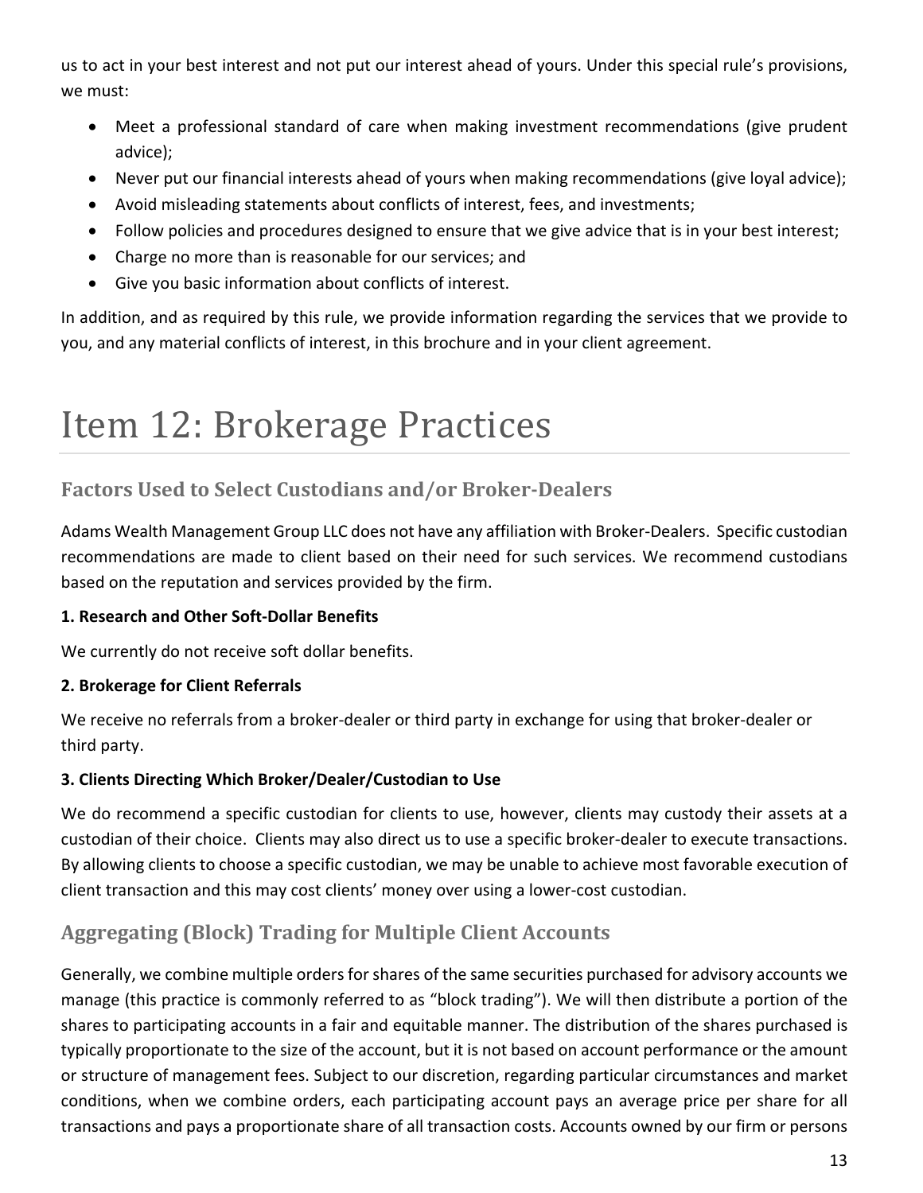us to act in your best interest and not put our interest ahead of yours. Under this special rule's provisions, we must:

- Meet a professional standard of care when making investment recommendations (give prudent advice);
- Never put our financial interests ahead of yours when making recommendations (give loyal advice);
- Avoid misleading statements about conflicts of interest, fees, and investments;
- Follow policies and procedures designed to ensure that we give advice that is in your best interest;
- Charge no more than is reasonable for our services; and
- Give you basic information about conflicts of interest.

In addition, and as required by this rule, we provide information regarding the services that we provide to you, and any material conflicts of interest, in this brochure and in your client agreement.

# Item 12: Brokerage Practices

## Factors Used to Select Custodians and/or Broker-Dealers

Adams Wealth Management Group LLC does not have any affiliation with Broker-Dealers. Specific custodian recommendations are made to client based on their need for such services. We recommend custodians based on the reputation and services provided by the firm.

**1. Research and Other Soft-Dollar Benefits**

We currently do not receive soft dollar benefits.

**2. Brokerage for Client Referrals**

We receive no referrals from a broker-dealer or third party in exchange for using that broker-dealer or third party.

**3. Clients Directing Which Broker/Dealer/Custodian to Use**

We do recommend a specific custodian for clients to use, however, clients may custody their assets at a custodian of their choice. Clients may also direct us to use a specific broker-dealer to execute transactions. By allowing clients to choose a specific custodian, we may be unable to achieve most favorable execution of client transaction and this may cost clients' money over using a lower-cost custodian.

## Aggregating (Block) Trading for Multiple Client Accounts

Generally, we combine multiple orders for shares of the same securities purchased for advisory accounts we manage (this practice is commonly referred to as "block trading"). We will then distribute a portion of the shares to participating accounts in a fair and equitable manner. The distribution of the shares purchased is typically proportionate to the size of the account, but it is not based on account performance or the amount or structure of management fees. Subject to our discretion, regarding particular circumstances and market conditions, when we combine orders, each participating account pays an average price per share for all transactions and pays a proportionate share of all transaction costs. Accounts owned by our firm or persons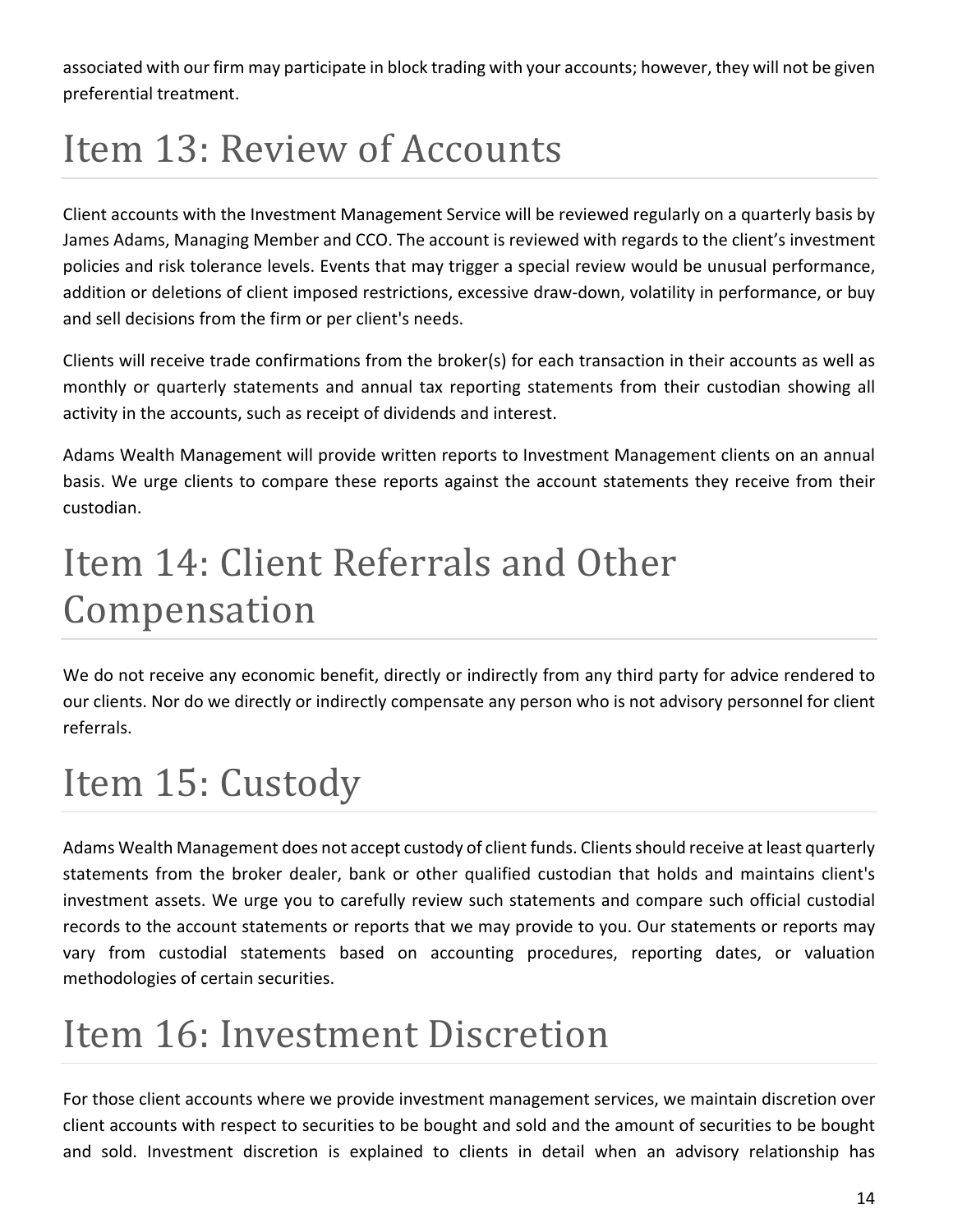associated with our firm may participate in block trading with your accounts; however, they will not be given preferential treatment.

# Item 13: Review of Accounts

Client accounts with the Investment Management Service will be reviewed regularly on a quarterly basis by James Adams, Managing Member and CCO. The account is reviewed with regards to the client's investment policies and risk tolerance levels. Events that may trigger a special review would be unusual performance, addition or deletions of client imposed restrictions, excessive draw-down, volatility in performance, or buy and sell decisions from the firm or per client's needs.

Clients will receive trade confirmations from the broker(s) for each transaction in their accounts as well as monthly or quarterly statements and annual tax reporting statements from their custodian showing all activity in the accounts, such as receipt of dividends and interest.

Adams Wealth Management will provide written reports to Investment Management clients on an annual basis. We urge clients to compare these reports against the account statements they receive from their custodian.

# Item 14: Client Referrals and Other Compensation

We do not receive any economic benefit, directly or indirectly from any third party for advice rendered to our clients. Nor do we directly or indirectly compensate any person who is not advisory personnel for client referrals.

# Item 15: Custody

Adams Wealth Management does not accept custody of client funds. Clients should receive at least quarterly statements from the broker dealer, bank or other qualified custodian that holds and maintains client's investment assets. We urge you to carefully review such statements and compare such official custodial records to the account statements or reports that we may provide to you. Our statements or reports may vary from custodial statements based on accounting procedures, reporting dates, or valuation methodologies of certain securities.

# Item 16: Investment Discretion

For those client accounts where we provide investment management services, we maintain discretion over client accounts with respect to securities to be bought and sold and the amount of securities to be bought and sold. Investment discretion is explained to clients in detail when an advisory relationship has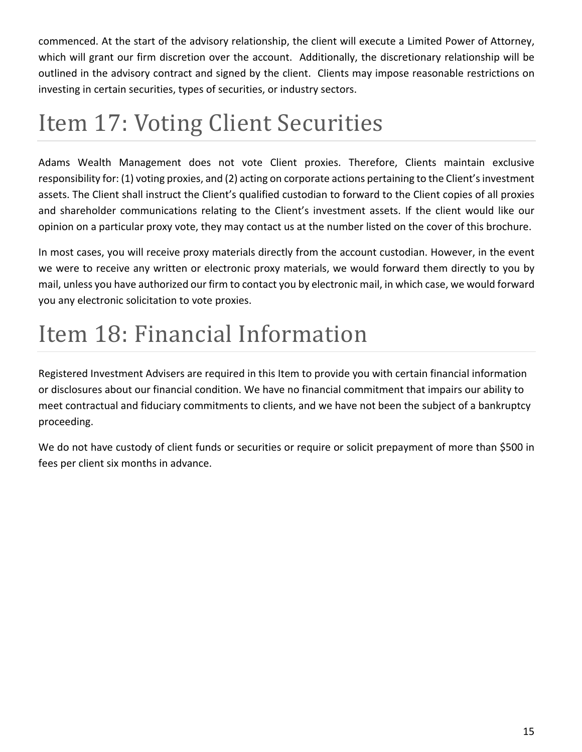commenced. At the start of the advisory relationship, the client will execute a Limited Power of Attorney, which will grant our firm discretion over the account. Additionally, the discretionary relationship will be outlined in the advisory contract and signed by the client. Clients may impose reasonable restrictions on investing in certain securities, types of securities, or industry sectors.

# Item 17: Voting Client Securities

Adams Wealth Management does not vote Client proxies. Therefore, Clients maintain exclusive responsibility for: (1) voting proxies, and (2) acting on corporate actions pertaining to the Client's investment assets. The Client shall instruct the Client's qualified custodian to forward to the Client copies of all proxies and shareholder communications relating to the Client's investment assets. If the client would like our opinion on a particular proxy vote, they may contact us at the number listed on the cover of this brochure.

In most cases, you will receive proxy materials directly from the account custodian. However, in the event we were to receive any written or electronic proxy materials, we would forward them directly to you by mail, unless you have authorized our firm to contact you by electronic mail, in which case, we would forward you any electronic solicitation to vote proxies.

# Item 18: Financial Information

Registered Investment Advisers are required in this Item to provide you with certain financial information or disclosures about our financial condition. We have no financial commitment that impairs our ability to meet contractual and fiduciary commitments to clients, and we have not been the subject of a bankruptcy proceeding.

We do not have custody of client funds or securities or require or solicit prepayment of more than $500 in fees per client six months in advance.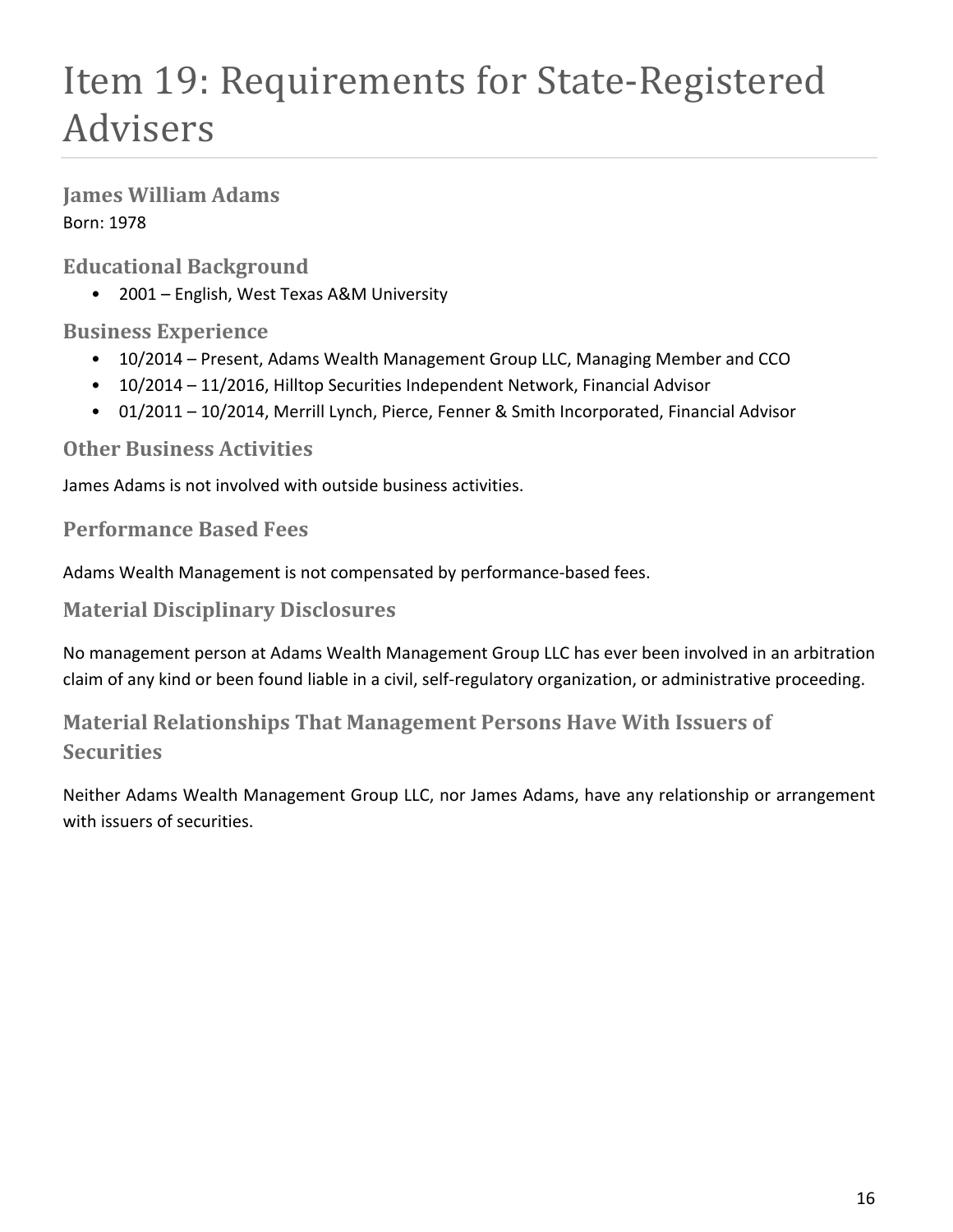# Item 19: Requirements for State-Registered Advisers

## James William Adams

Born: 1978

### Educational Background

- 2001 – English, West Texas A&M University

### Business Experience

- 10/2014 – Present, Adams Wealth Management Group LLC, Managing Member and CCO
- 10/2014 – 11/2016, Hilltop Securities Independent Network, Financial Advisor
- 01/2011 – 10/2014, Merrill Lynch, Pierce, Fenner & Smith Incorporated, Financial Advisor

### Other Business Activities

James Adams is not involved with outside business activities.

### Performance Based Fees

Adams Wealth Management is not compensated by performance-based fees.

### Material Disciplinary Disclosures

No management person at Adams Wealth Management Group LLC has ever been involved in an arbitration claim of any kind or been found liable in a civil, self-regulatory organization, or administrative proceeding.

### Material Relationships That Management Persons Have With Issuers of Securities

Neither Adams Wealth Management Group LLC, nor James Adams, have any relationship or arrangement with issuers of securities.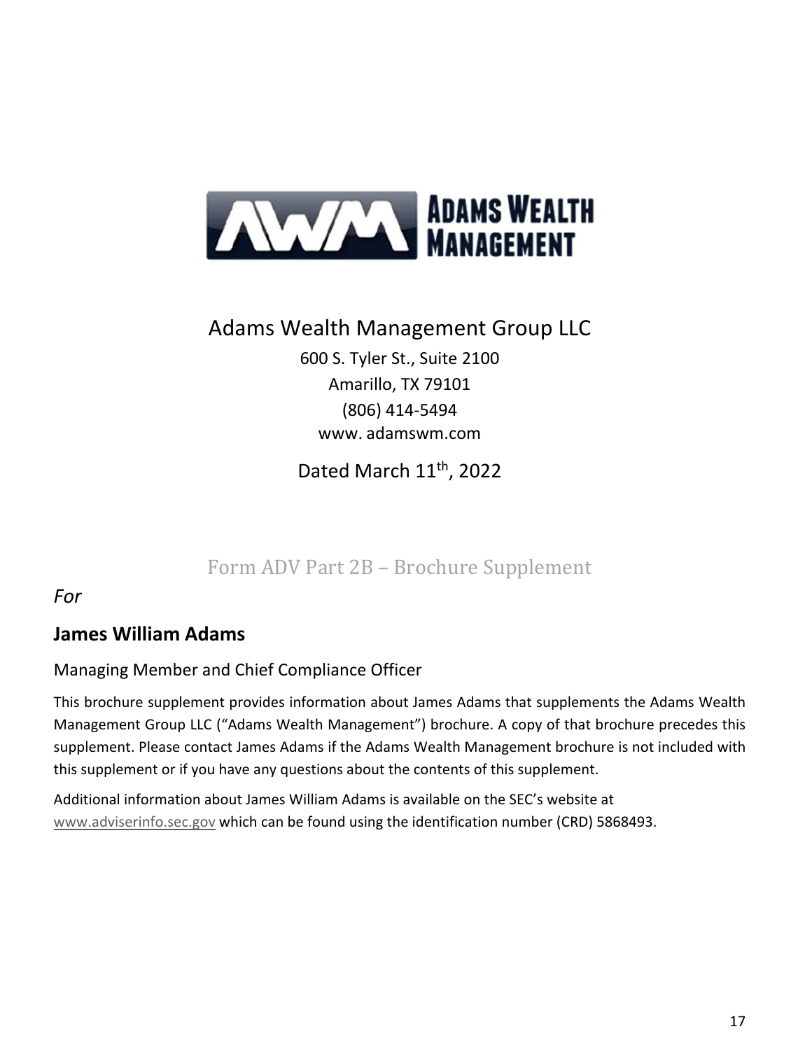Adams Wealth Management Group LLC

600 S. Tyler St., Suite 2100

Amarillo, TX 79101

(806) 414-5494

www. adamswm.com

Dated March 11th, 2022

## Form ADV Part 2B – Brochure Supplement

*For*

## James William Adams

### Managing Member and Chief Compliance Officer

This brochure supplement provides information about James Adams that supplements the Adams Wealth Management Group LLC ("Adams Wealth Management") brochure. A copy of that brochure precedes this supplement. Please contact James Adams if the Adams Wealth Management brochure is not included with this supplement or if you have any questions about the contents of this supplement.

Additional information about James William Adams is available on the SEC's website at www.adviserinfo.sec.gov which can be found using the identification number (CRD) 5868493.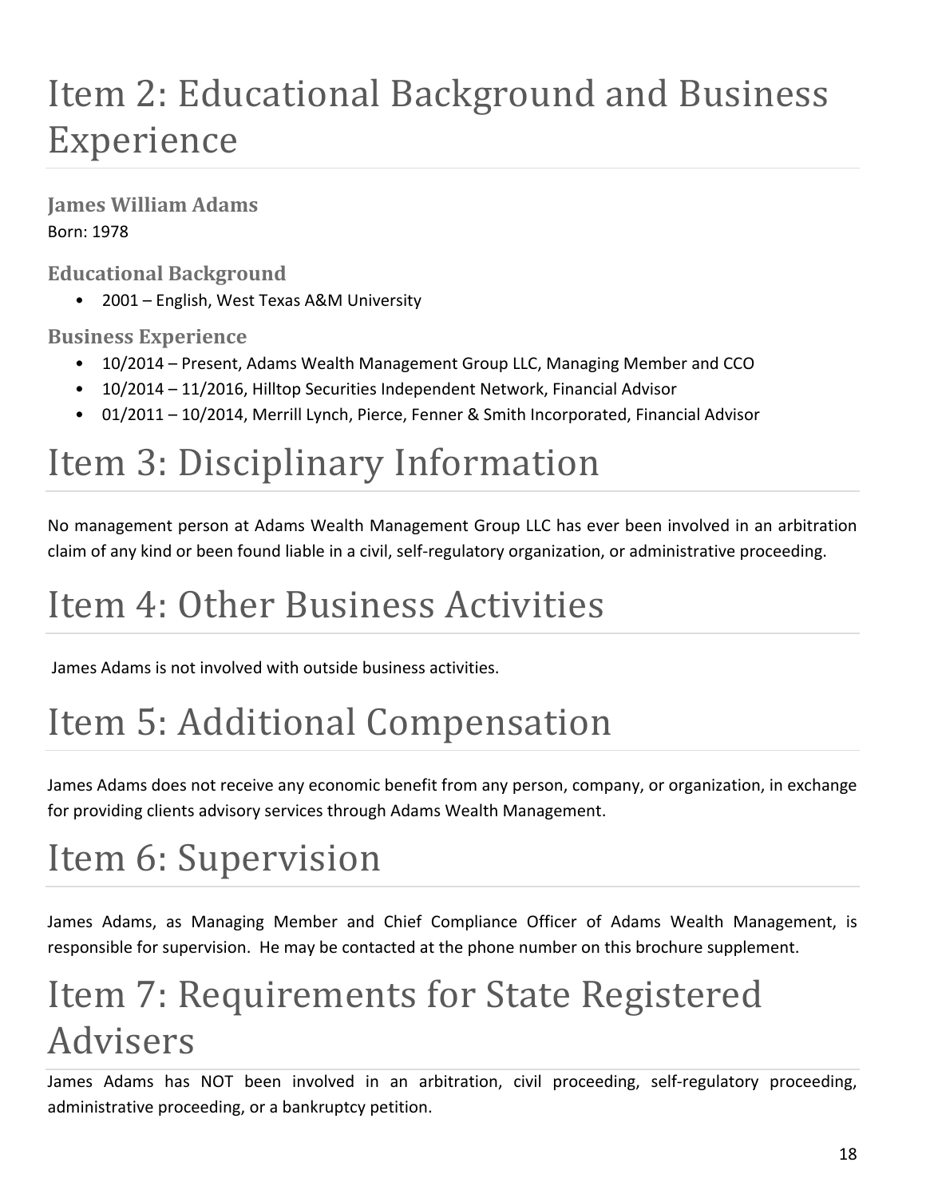# Item 2: Educational Background and Business Experience

### James William Adams

Born: 1978

### Educational Background

- 2001 – English, West Texas A&M University

### Business Experience

- 10/2014 – Present, Adams Wealth Management Group LLC, Managing Member and CCO
- 10/2014 – 11/2016, Hilltop Securities Independent Network, Financial Advisor
- 01/2011 – 10/2014, Merrill Lynch, Pierce, Fenner & Smith Incorporated, Financial Advisor

# Item 3: Disciplinary Information

No management person at Adams Wealth Management Group LLC has ever been involved in an arbitration claim of any kind or been found liable in a civil, self-regulatory organization, or administrative proceeding.

# Item 4: Other Business Activities

James Adams is not involved with outside business activities.

# Item 5: Additional Compensation

James Adams does not receive any economic benefit from any person, company, or organization, in exchange for providing clients advisory services through Adams Wealth Management.

# Item 6: Supervision

James Adams, as Managing Member and Chief Compliance Officer of Adams Wealth Management, is responsible for supervision. He may be contacted at the phone number on this brochure supplement.

# Item 7: Requirements for State Registered Advisers

James Adams has NOT been involved in an arbitration, civil proceeding, self-regulatory proceeding, administrative proceeding, or a bankruptcy petition.